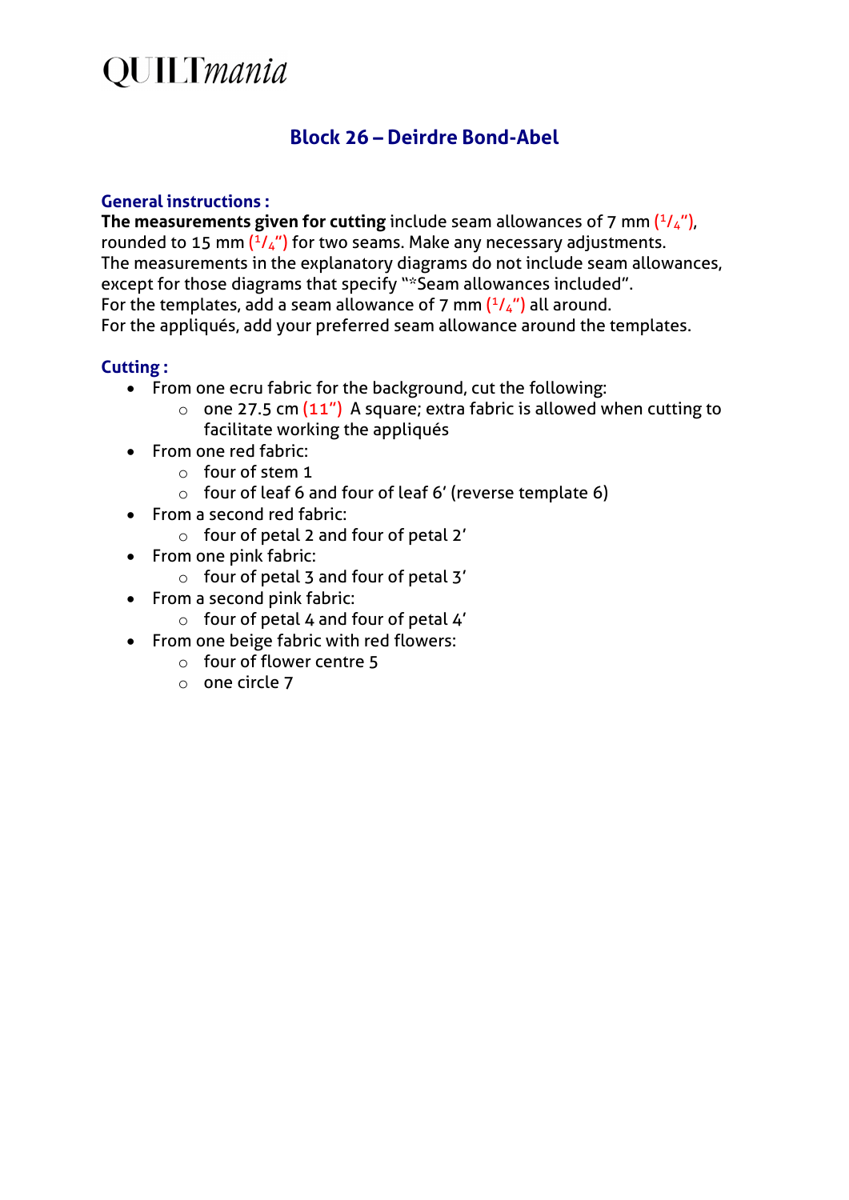QUILTmania

## Block 26 – Deirdre Bond-Abel

### General instructions :

**The measurements given for cutting** include seam allowances of 7 mm (1/4"), rounded to 15 mm (1/4") for two seams. Make any necessary adjustments.
The measurements in the explanatory diagrams do not include seam allowances, except for those diagrams that specify "*Seam allowances included".
For the templates, add a seam allowance of 7 mm (1/4") all around.
For the appliqués, add your preferred seam allowance around the templates.

### Cutting :

- From one ecru fabric for the background, cut the following:
  - one 27.5 cm (11") A square; extra fabric is allowed when cutting to facilitate working the appliqués
- From one red fabric:
  - four of stem 1
  - four of leaf 6 and four of leaf 6' (reverse template 6)
- From a second red fabric:
  - four of petal 2 and four of petal 2'
- From one pink fabric:
  - four of petal 3 and four of petal 3'
- From a second pink fabric:
  - four of petal 4 and four of petal 4'
- From one beige fabric with red flowers:
  - four of flower centre 5
  - one circle 7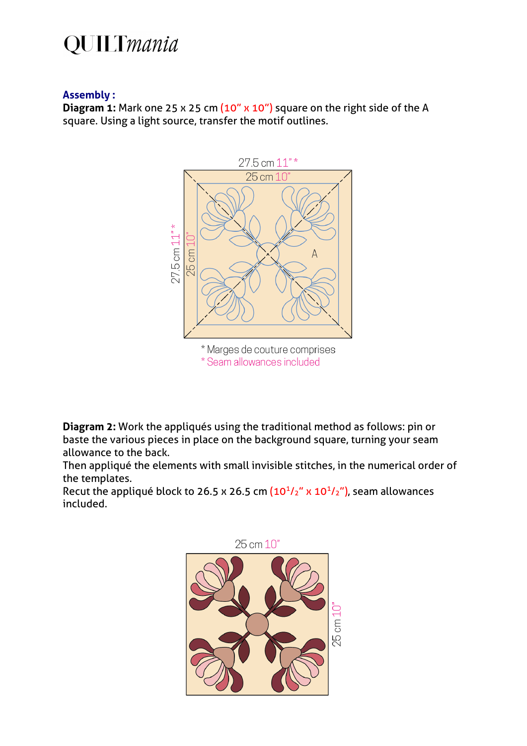**Assembly :**

**Diagram 1:** Mark one 25 x 25 cm (10" x 10") square on the right side of the A square. Using a light source, transfer the motif outlines.

27.5 cm 11" *

25 cm 10"

27.5 cm 11" *

25 cm 10"

A

\* Marges de couture comprises

\* Seam allowances included

**Diagram 2:** Work the appliqués using the traditional method as follows: pin or baste the various pieces in place on the background square, turning your seam allowance to the back.

Then appliqué the elements with small invisible stitches, in the numerical order of the templates.

Recut the appliqué block to 26.5 x 26.5 cm (10 1/2" x 10 1/2"), seam allowances included.

25 cm 10"

25 cm 10"